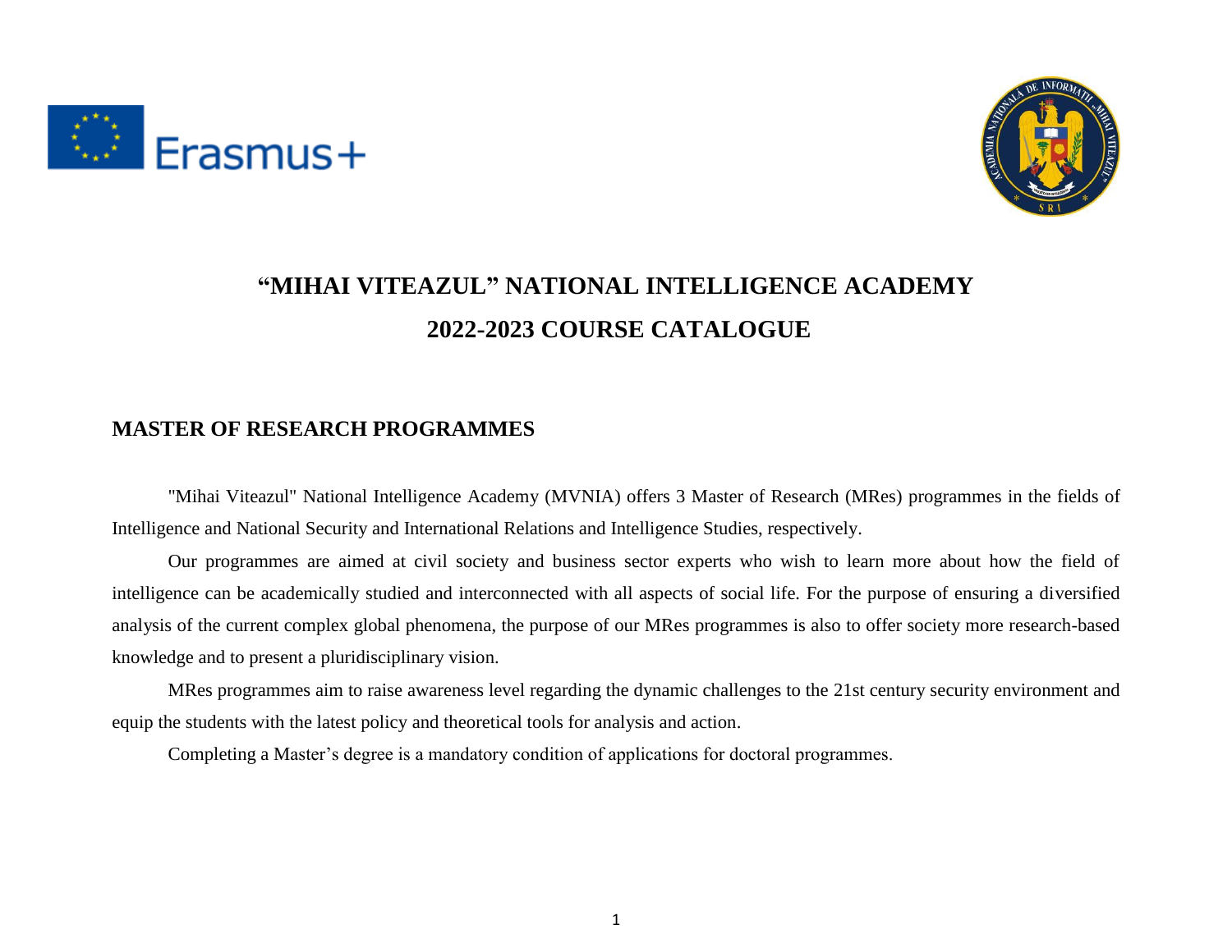# "MIHAI VITEAZUL" NATIONAL INTELLIGENCE ACADEMY

# 2022-2023 COURSE CATALOGUE

## MASTER OF RESEARCH PROGRAMMES

"Mihai Viteazul" National Intelligence Academy (MVNIA) offers 3 Master of Research (MRes) programmes in the fields of Intelligence and National Security and International Relations and Intelligence Studies, respectively.

Our programmes are aimed at civil society and business sector experts who wish to learn more about how the field of intelligence can be academically studied and interconnected with all aspects of social life. For the purpose of ensuring a diversified analysis of the current complex global phenomena, the purpose of our MRes programmes is also to offer society more research-based knowledge and to present a pluridisciplinary vision.

MRes programmes aim to raise awareness level regarding the dynamic challenges to the 21st century security environment and equip the students with the latest policy and theoretical tools for analysis and action.

Completing a Master's degree is a mandatory condition of applications for doctoral programmes.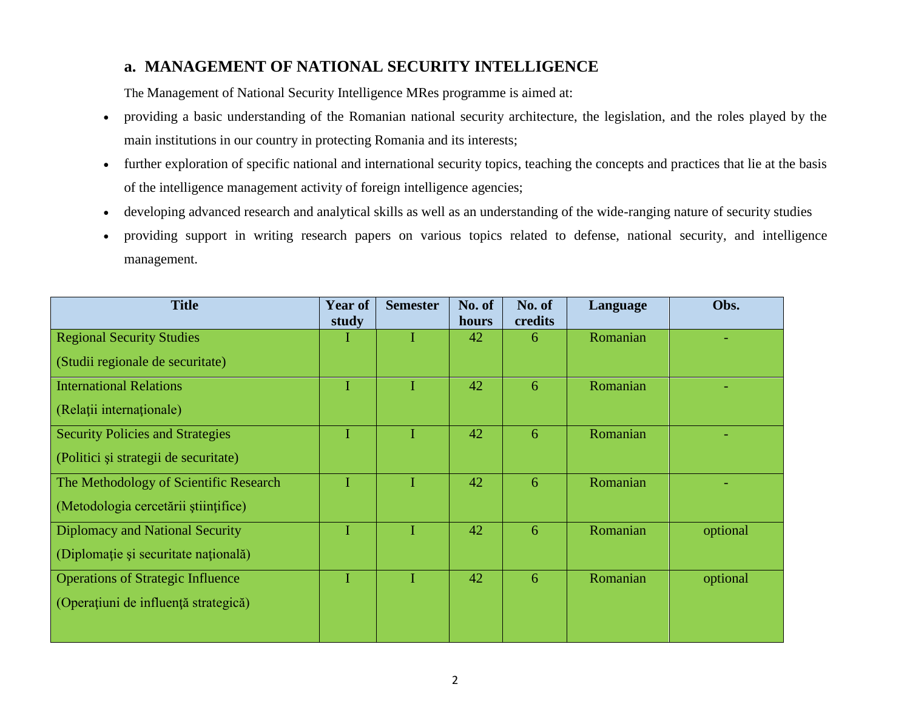## a. MANAGEMENT OF NATIONAL SECURITY INTELLIGENCE

The Management of National Security Intelligence MRes programme is aimed at:

- providing a basic understanding of the Romanian national security architecture, the legislation, and the roles played by the main institutions in our country in protecting Romania and its interests;
- further exploration of specific national and international security topics, teaching the concepts and practices that lie at the basis of the intelligence management activity of foreign intelligence agencies;
- developing advanced research and analytical skills as well as an understanding of the wide-ranging nature of security studies
- providing support in writing research papers on various topics related to defense, national security, and intelligence management.

| Title | Year of study | Semester | No. of hours | No. of credits | Language | Obs. |
|---|---|---|---|---|---|---|
| Regional Security Studies (Studii regionale de securitate) | I | I | 42 | 6 | Romanian | - |
| International Relations (Relaţii internaţionale) | I | I | 42 | 6 | Romanian | - |
| Security Policies and Strategies (Politici şi strategii de securitate) | I | I | 42 | 6 | Romanian | - |
| The Methodology of Scientific Research (Metodologia cercetării ştiinţifice) | I | I | 42 | 6 | Romanian | - |
| Diplomacy and National Security (Diplomaţie şi securitate naţională) | I | I | 42 | 6 | Romanian | optional |
| Operations of Strategic Influence (Operaţiuni de influenţă strategică) | I | I | 42 | 6 | Romanian | optional |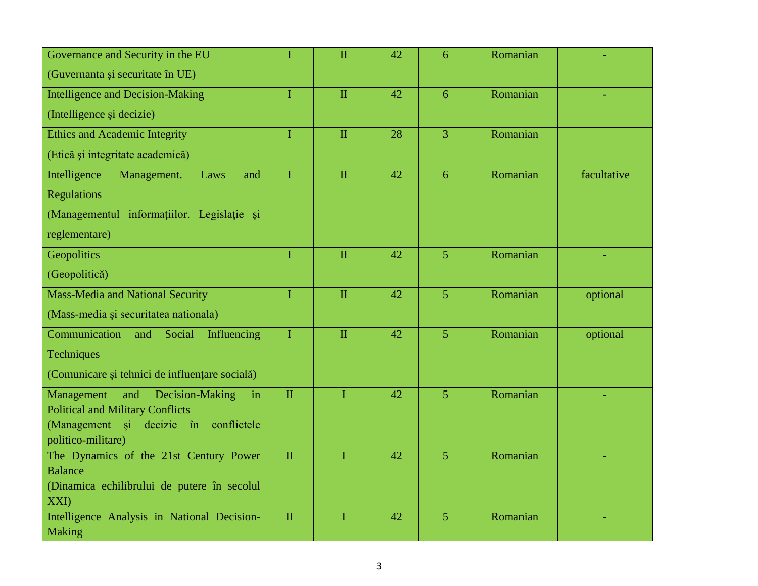| | | | | | | |
|---|---|---|---|---|---|---|
| Governance and Security in the EU (Guvernanta şi securitate în UE) | I | II | 42 | 6 | Romanian | - |
| Intelligence and Decision-Making (Intelligence şi decizie) | I | II | 42 | 6 | Romanian | - |
| Ethics and Academic Integrity (Etică şi integritate academică) | I | II | 28 | 3 | Romanian | |
| Intelligence Management. Laws and Regulations (Managementul informaţiilor. Legislaţie şi reglementare) | I | II | 42 | 6 | Romanian | facultative |
| Geopolitics (Geopolitică) | I | II | 42 | 5 | Romanian | - |
| Mass-Media and National Security (Mass-media şi securitatea nationala) | I | II | 42 | 5 | Romanian | optional |
| Communication and Social Influencing Techniques (Comunicare şi tehnici de influențare socială) | I | II | 42 | 5 | Romanian | optional |
| Management and Decision-Making in Political and Military Conflicts (Management şi decizie în conflictele politico-militare) | II | I | 42 | 5 | Romanian | - |
| The Dynamics of the 21st Century Power Balance (Dinamica echilibrului de putere în secolul XXI) | II | I | 42 | 5 | Romanian | - |
| Intelligence Analysis in National Decision-Making | II | I | 42 | 5 | Romanian | - |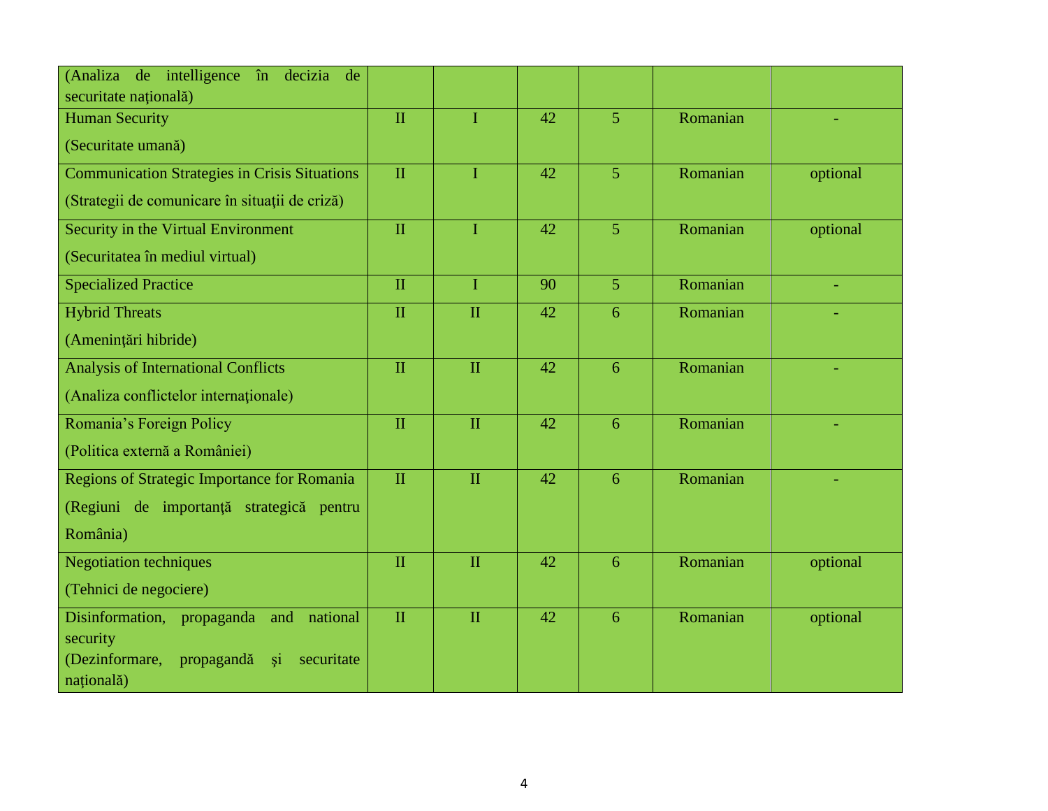| | | | | | | |
|---|---|---|---|---|---|---|
| (Analiza de intelligence în decizia de securitate naţională) | | | | | | |
| Human Security (Securitate umană) | II | I | 42 | 5 | Romanian | - |
| Communication Strategies in Crisis Situations (Strategii de comunicare în situații de criză) | II | I | 42 | 5 | Romanian | optional |
| Security in the Virtual Environment (Securitatea în mediul virtual) | II | I | 42 | 5 | Romanian | optional |
| Specialized Practice | II | I | 90 | 5 | Romanian | - |
| Hybrid Threats (Ameninţări hibride) | II | II | 42 | 6 | Romanian | - |
| Analysis of International Conflicts (Analiza conflictelor internaţionale) | II | II | 42 | 6 | Romanian | - |
| Romania's Foreign Policy (Politica externă a României) | II | II | 42 | 6 | Romanian | - |
| Regions of Strategic Importance for Romania (Regiuni de importanţă strategică pentru România) | II | II | 42 | 6 | Romanian | - |
| Negotiation techniques (Tehnici de negociere) | II | II | 42 | 6 | Romanian | optional |
| Disinformation, propaganda and national security (Dezinformare, propagandă şi securitate naţională) | II | II | 42 | 6 | Romanian | optional |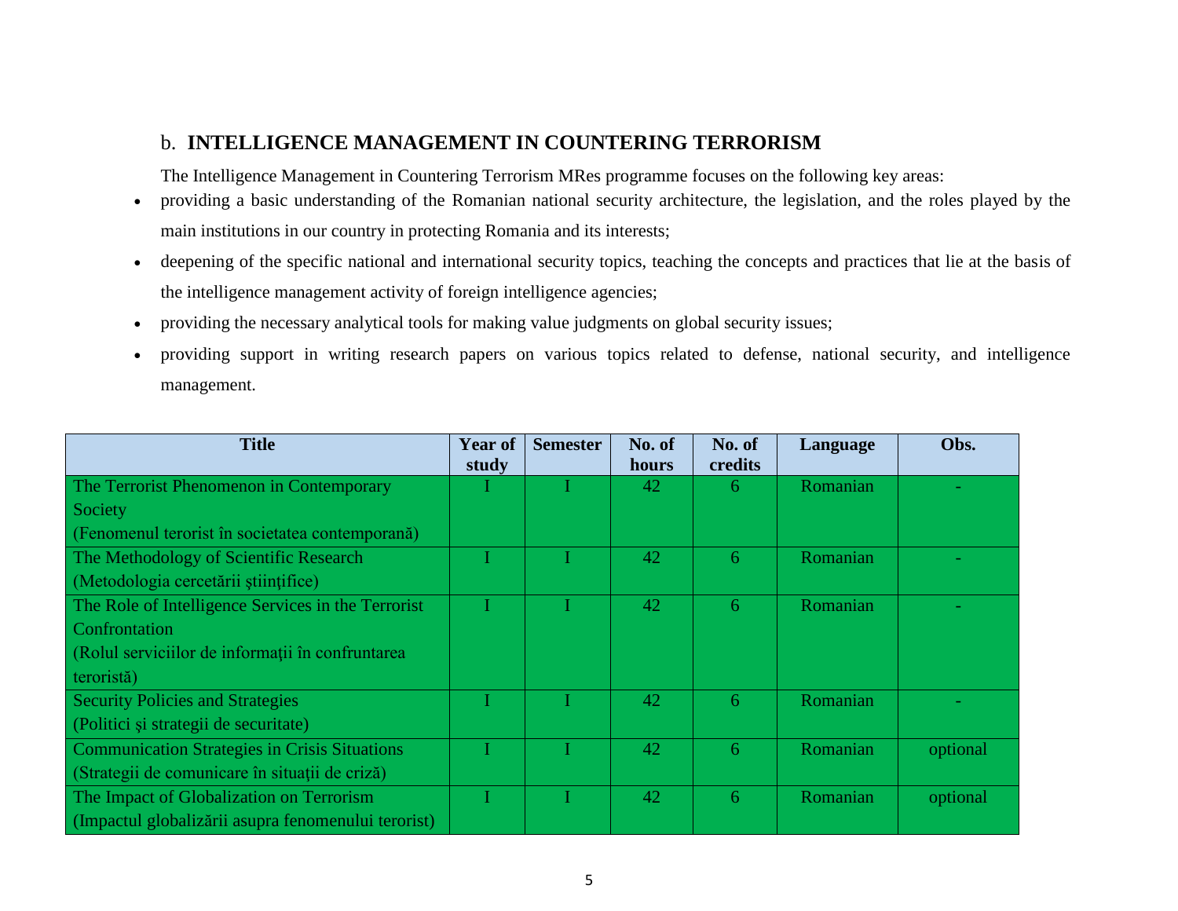## b. INTELLIGENCE MANAGEMENT IN COUNTERING TERRORISM

The Intelligence Management in Countering Terrorism MRes programme focuses on the following key areas:

- providing a basic understanding of the Romanian national security architecture, the legislation, and the roles played by the main institutions in our country in protecting Romania and its interests;
- deepening of the specific national and international security topics, teaching the concepts and practices that lie at the basis of the intelligence management activity of foreign intelligence agencies;
- providing the necessary analytical tools for making value judgments on global security issues;
- providing support in writing research papers on various topics related to defense, national security, and intelligence management.

| Title | Year of study | Semester | No. of hours | No. of credits | Language | Obs. |
|---|---|---|---|---|---|---|
| The Terrorist Phenomenon in Contemporary Society (Fenomenul terorist în societatea contemporană) | I | I | 42 | 6 | Romanian | - |
| The Methodology of Scientific Research (Metodologia cercetării ştiinţifice) | I | I | 42 | 6 | Romanian | - |
| The Role of Intelligence Services in the Terrorist Confrontation (Rolul serviciilor de informații în confruntarea teroristă) | I | I | 42 | 6 | Romanian | - |
| Security Policies and Strategies (Politici şi strategii de securitate) | I | I | 42 | 6 | Romanian | - |
| Communication Strategies in Crisis Situations (Strategii de comunicare în situații de criză) | I | I | 42 | 6 | Romanian | optional |
| The Impact of Globalization on Terrorism (Impactul globalizării asupra fenomenului terorist) | I | I | 42 | 6 | Romanian | optional |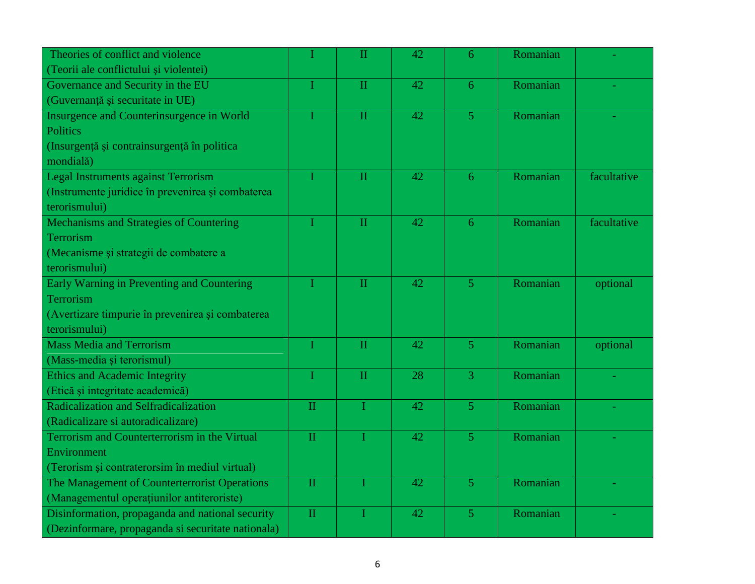| Theories of conflict and violence (Teorii ale conflictului şi violentei) | I | II | 42 | 6 | Romanian | - |
|---|---|---|---|---|---|---|
| Governance and Security in the EU (Guvernanţă şi securitate in UE) | I | II | 42 | 6 | Romanian | - |
| Insurgence and Counterinsurgence in World Politics (Insurgenţă şi contrainsurgenţă în politica mondială) | I | II | 42 | 5 | Romanian | - |
| Legal Instruments against Terrorism (Instrumente juridice în prevenirea şi combaterea terorismului) | I | II | 42 | 6 | Romanian | facultative |
| Mechanisms and Strategies of Countering Terrorism (Mecanisme şi strategii de combatere a terorismului) | I | II | 42 | 6 | Romanian | facultative |
| Early Warning in Preventing and Countering Terrorism (Avertizare timpurie în prevenirea şi combaterea terorismului) | I | II | 42 | 5 | Romanian | optional |
| Mass Media and Terrorism (Mass-media şi terorismul) | I | II | 42 | 5 | Romanian | optional |
| Ethics and Academic Integrity (Etică şi integritate academică) | I | II | 28 | 3 | Romanian | - |
| Radicalization and Selfradicalization (Radicalizare si autoradicalizare) | II | I | 42 | 5 | Romanian | - |
| Terrorism and Counterterrorism in the Virtual Environment (Terorism şi contraterorsim în mediul virtual) | II | I | 42 | 5 | Romanian | - |
| The Management of Counterterrorist Operations (Managementul operaţiunilor antiteroriste) | II | I | 42 | 5 | Romanian | - |
| Disinformation, propaganda and national security (Dezinformare, propaganda si securitate nationala) | II | I | 42 | 5 | Romanian | - |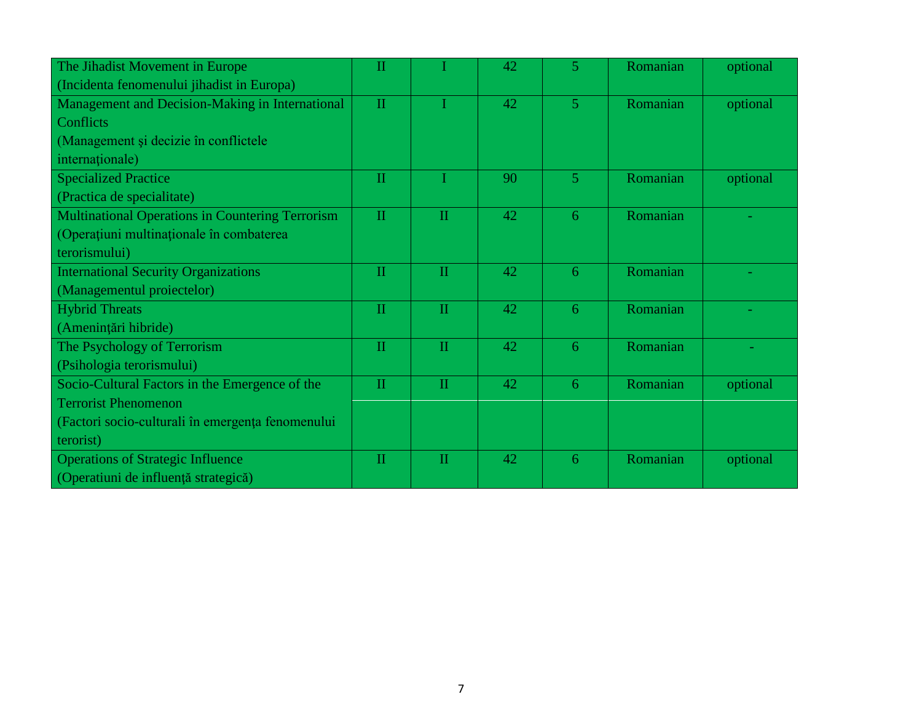| | | | | | | |
|---|---|---|---|---|---|---|
| The Jihadist Movement in Europe (Incidenta fenomenului jihadist in Europa) | II | I | 42 | 5 | Romanian | optional |
| Management and Decision-Making in International Conflicts (Management şi decizie în conflictele internaționale) | II | I | 42 | 5 | Romanian | optional |
| Specialized Practice (Practica de specialitate) | II | I | 90 | 5 | Romanian | optional |
| Multinational Operations in Countering Terrorism (Operațiuni multinaţionale în combaterea terorismului) | II | II | 42 | 6 | Romanian | - |
| International Security Organizations (Managementul proiectelor) | II | II | 42 | 6 | Romanian | - |
| Hybrid Threats (Amenințări hibride) | II | II | 42 | 6 | Romanian | - |
| The Psychology of Terrorism (Psihologia terorismului) | II | II | 42 | 6 | Romanian | - |
| Socio-Cultural Factors in the Emergence of the Terrorist Phenomenon (Factori socio-culturali în emergenţa fenomenului terorist) | II | II | 42 | 6 | Romanian | optional |
| Operations of Strategic Influence (Operatiuni de influenţă strategică) | II | II | 42 | 6 | Romanian | optional |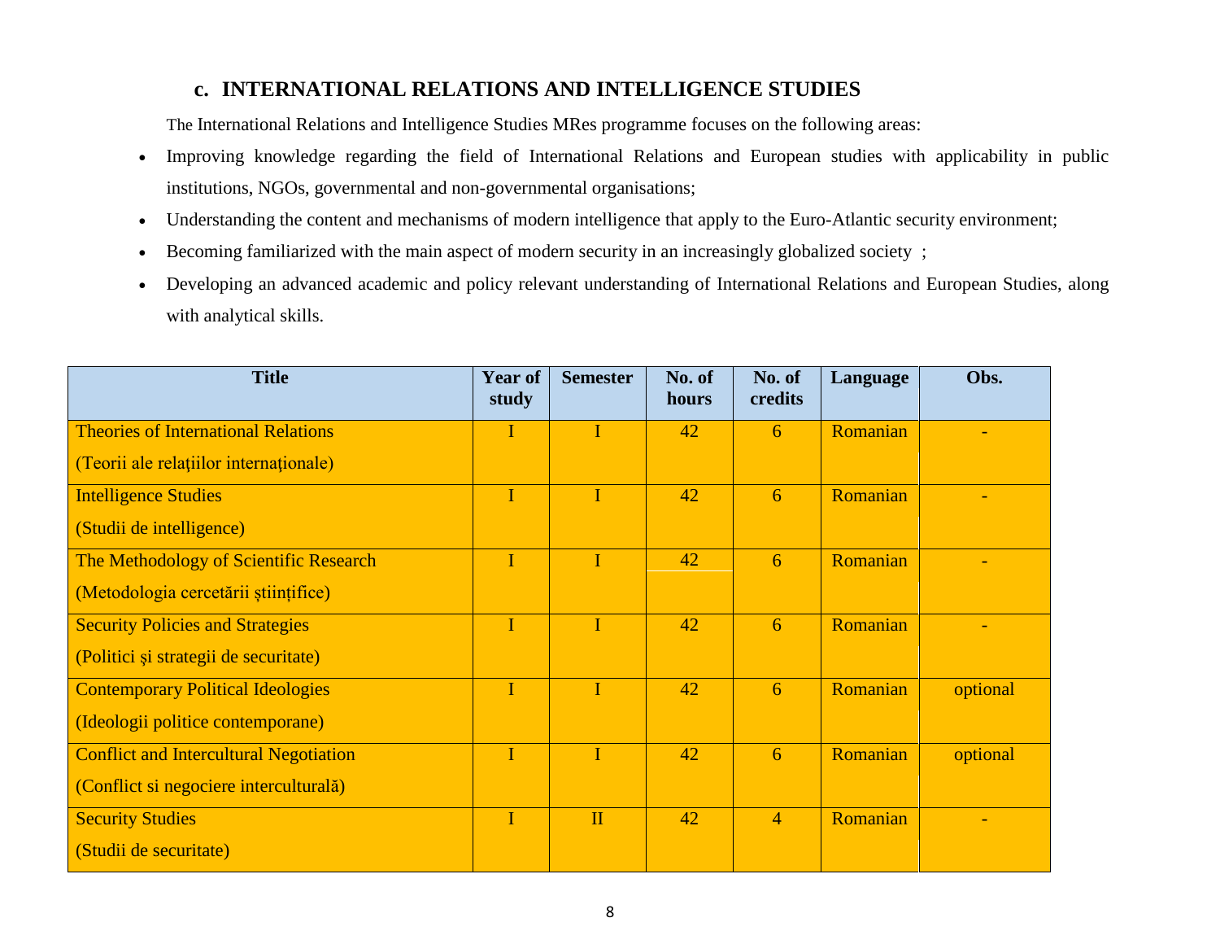## c. INTERNATIONAL RELATIONS AND INTELLIGENCE STUDIES

The International Relations and Intelligence Studies MRes programme focuses on the following areas:

- Improving knowledge regarding the field of International Relations and European studies with applicability in public institutions, NGOs, governmental and non-governmental organisations;
- Understanding the content and mechanisms of modern intelligence that apply to the Euro-Atlantic security environment;
- Becoming familiarized with the main aspect of modern security in an increasingly globalized society ;
- Developing an advanced academic and policy relevant understanding of International Relations and European Studies, along with analytical skills.

| Title | Year of study | Semester | No. of hours | No. of credits | Language | Obs. |
|---|---|---|---|---|---|---|
| Theories of International Relations (Teorii ale relaţiilor internaţionale) | I | I | 42 | 6 | Romanian | - |
| Intelligence Studies (Studii de intelligence) | I | I | 42 | 6 | Romanian | - |
| The Methodology of Scientific Research (Metodologia cercetării științifice) | I | I | 42 | 6 | Romanian | - |
| Security Policies and Strategies (Politici şi strategii de securitate) | I | I | 42 | 6 | Romanian | - |
| Contemporary Political Ideologies (Ideologii politice contemporane) | I | I | 42 | 6 | Romanian | optional |
| Conflict and Intercultural Negotiation (Conflict si negociere interculturală) | I | I | 42 | 6 | Romanian | optional |
| Security Studies (Studii de securitate) | I | II | 42 | 4 | Romanian | - |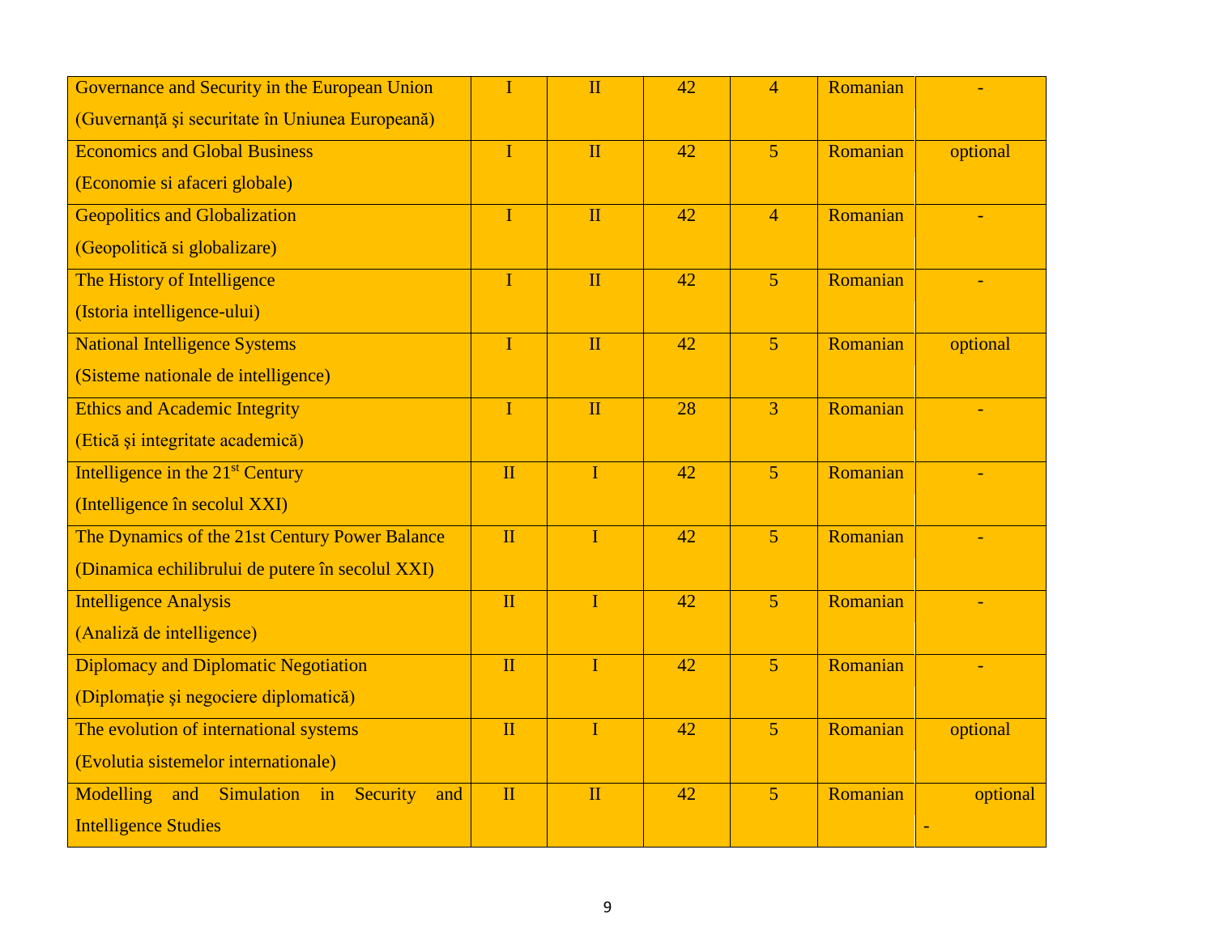| | | | | | | |
|---|---|---|---|---|---|---|
| Governance and Security in the European Union (Guvernanţă şi securitate în Uniunea Europeană) | I | II | 42 | 4 | Romanian | - |
| Economics and Global Business (Economie si afaceri globale) | I | II | 42 | 5 | Romanian | optional |
| Geopolitics and Globalization (Geopolitică si globalizare) | I | II | 42 | 4 | Romanian | - |
| The History of Intelligence (Istoria intelligence-ului) | I | II | 42 | 5 | Romanian | - |
| National Intelligence Systems (Sisteme nationale de intelligence) | I | II | 42 | 5 | Romanian | optional |
| Ethics and Academic Integrity (Etică şi integritate academică) | I | II | 28 | 3 | Romanian | - |
| Intelligence in the 21st Century (Intelligence în secolul XXI) | II | I | 42 | 5 | Romanian | - |
| The Dynamics of the 21st Century Power Balance (Dinamica echilibrului de putere în secolul XXI) | II | I | 42 | 5 | Romanian | - |
| Intelligence Analysis (Analiză de intelligence) | II | I | 42 | 5 | Romanian | - |
| Diplomacy and Diplomatic Negotiation (Diplomaţie şi negociere diplomatică) | II | I | 42 | 5 | Romanian | - |
| The evolution of international systems (Evolutia sistemelor internationale) | II | I | 42 | 5 | Romanian | optional |
| Modelling and Simulation in Security and Intelligence Studies | II | II | 42 | 5 | Romanian | optional - |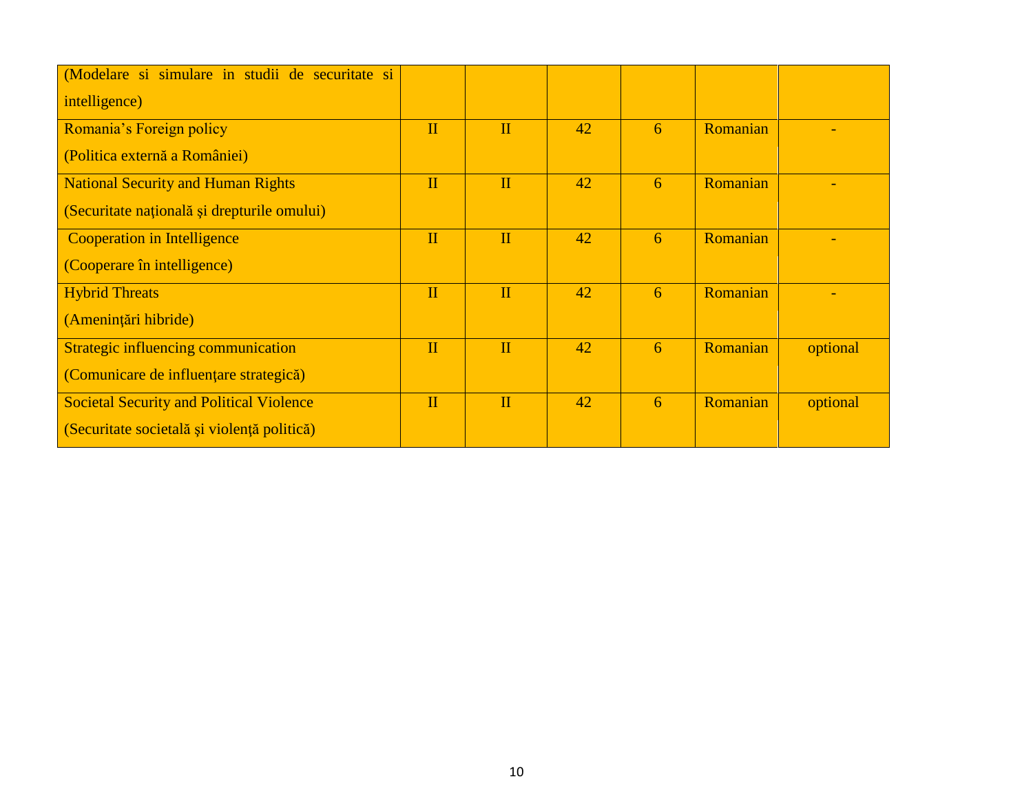| | | | | | | |
|---|---|---|---|---|---|---|
| (Modelare si simulare in studii de securitate si intelligence) | | | | | | |
| Romania's Foreign policy (Politica externă a României) | II | II | 42 | 6 | Romanian | - |
| National Security and Human Rights (Securitate naţională şi drepturile omului) | II | II | 42 | 6 | Romanian | - |
| Cooperation in Intelligence (Cooperare în intelligence) | II | II | 42 | 6 | Romanian | - |
| Hybrid Threats (Ameninţări hibride) | II | II | 42 | 6 | Romanian | - |
| Strategic influencing communication (Comunicare de influenţare strategică) | II | II | 42 | 6 | Romanian | optional |
| Societal Security and Political Violence (Securitate societală şi violenţă politică) | II | II | 42 | 6 | Romanian | optional |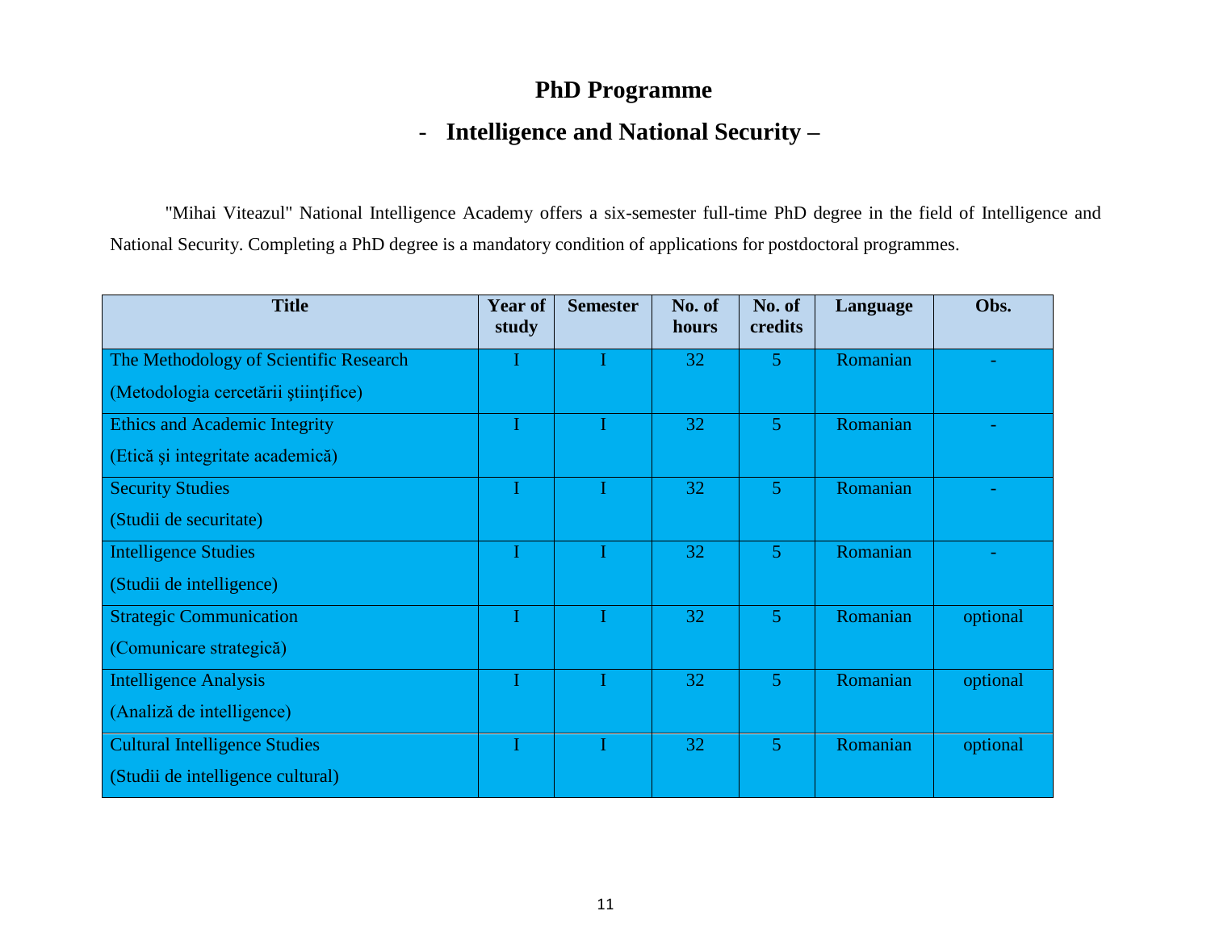# PhD Programme

## - Intelligence and National Security –

"Mihai Viteazul" National Intelligence Academy offers a six-semester full-time PhD degree in the field of Intelligence and National Security. Completing a PhD degree is a mandatory condition of applications for postdoctoral programmes.

| Title | Year of study | Semester | No. of hours | No. of credits | Language | Obs. |
|---|---|---|---|---|---|---|
| The Methodology of Scientific Research (Metodologia cercetării ştiinţifice) | I | I | 32 | 5 | Romanian | - |
| Ethics and Academic Integrity (Etică şi integritate academică) | I | I | 32 | 5 | Romanian | - |
| Security Studies (Studii de securitate) | I | I | 32 | 5 | Romanian | - |
| Intelligence Studies (Studii de intelligence) | I | I | 32 | 5 | Romanian | - |
| Strategic Communication (Comunicare strategică) | I | I | 32 | 5 | Romanian | optional |
| Intelligence Analysis (Analiză de intelligence) | I | I | 32 | 5 | Romanian | optional |
| Cultural Intelligence Studies (Studii de intelligence cultural) | I | I | 32 | 5 | Romanian | optional |